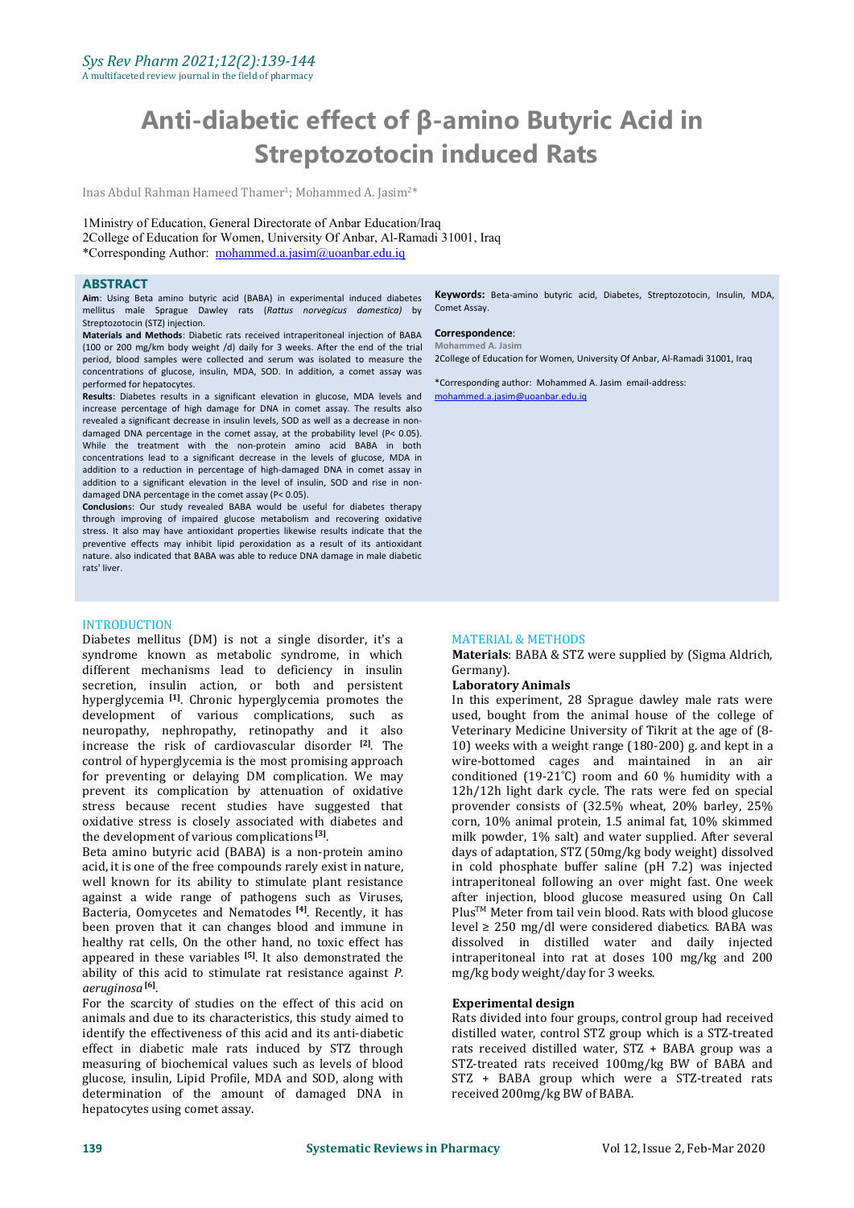# Anti-diabetic effect of β-amino Butyric Acid in Streptozotocin induced Rats

Inas Abdul Rahman Hameed Thamer[1]; Mohammed A. Jasim[2]*

1Ministry of Education, General Directorate of Anbar Education/Iraq
2College of Education for Women, University Of Anbar, Al-Ramadi 31001, Iraq
*Corresponding Author: mohammed.a.jasim@uoanbar.edu.iq

## ABSTRACT

**Aim**: Using Beta amino butyric acid (BABA) in experimental induced diabetes mellitus male Sprague Dawley rats (*Rattus norvegicus domestica)* by Streptozotocin (STZ) injection.

**Materials and Methods**: Diabetic rats received intraperitoneal injection of BABA (100 or 200 mg/km body weight /d) daily for 3 weeks. After the end of the trial period, blood samples were collected and serum was isolated to measure the concentrations of glucose, insulin, MDA, SOD. In addition, a comet assay was performed for hepatocytes.

**Results**: Diabetes results in a significant elevation in glucose, MDA levels and increase percentage of high damage for DNA in comet assay. The results also revealed a significant decrease in insulin levels, SOD as well as a decrease in non-damaged DNA percentage in the comet assay, at the probability level (P< 0.05). While the treatment with the non-protein amino acid BABA in both concentrations lead to a significant decrease in the levels of glucose, MDA in addition to a reduction in percentage of high-damaged DNA in comet assay in addition to a significant elevation in the level of insulin, SOD and rise in non-damaged DNA percentage in the comet assay (P< 0.05).

**Conclusions**: Our study revealed BABA would be useful for diabetes therapy through improving of impaired glucose metabolism and recovering oxidative stress. It also may have antioxidant properties likewise results indicate that the preventive effects may inhibit lipid peroxidation as a result of its antioxidant nature. also indicated that BABA was able to reduce DNA damage in male diabetic rats' liver.

**Keywords:** Beta-amino butyric acid, Diabetes, Streptozotocin, Insulin, MDA, Comet Assay.

**Correspondence**:
Mohammed A. Jasim
2College of Education for Women, University Of Anbar, Al-Ramadi 31001, Iraq

*Corresponding author: Mohammed A. Jasim email-address: mohammed.a.jasim@uoanbar.edu.iq

## INTRODUCTION

Diabetes mellitus (DM) is not a single disorder, it's a syndrome known as metabolic syndrome, in which different mechanisms lead to deficiency in insulin secretion, insulin action, or both and persistent hyperglycemia [1]. Chronic hyperglycemia promotes the development of various complications, such as neuropathy, nephropathy, retinopathy and it also increase the risk of cardiovascular disorder [2]. The control of hyperglycemia is the most promising approach for preventing or delaying DM complication. We may prevent its complication by attenuation of oxidative stress because recent studies have suggested that oxidative stress is closely associated with diabetes and the development of various complications [3].

Beta amino butyric acid (BABA) is a non-protein amino acid, it is one of the free compounds rarely exist in nature, well known for its ability to stimulate plant resistance against a wide range of pathogens such as Viruses, Bacteria, Oomycetes and Nematodes [4]. Recently, it has been proven that it can changes blood and immune in healthy rat cells, On the other hand, no toxic effect has appeared in these variables [5]. It also demonstrated the ability of this acid to stimulate rat resistance against *P. aeruginosa* [6].

For the scarcity of studies on the effect of this acid on animals and due to its characteristics, this study aimed to identify the effectiveness of this acid and its anti-diabetic effect in diabetic male rats induced by STZ through measuring of biochemical values such as levels of blood glucose, insulin, Lipid Profile, MDA and SOD, along with determination of the amount of damaged DNA in hepatocytes using comet assay.

## MATERIAL & METHODS

**Materials**: BABA & STZ were supplied by (Sigma Aldrich, Germany).

**Laboratory Animals**

In this experiment, 28 Sprague dawley male rats were used, bought from the animal house of the college of Veterinary Medicine University of Tikrit at the age of (8-10) weeks with a weight range (180-200) g. and kept in a wire-bottomed cages and maintained in an air conditioned (19-21°C) room and 60 % humidity with a 12h/12h light dark cycle. The rats were fed on special provender consists of (32.5% wheat, 20% barley, 25% corn, 10% animal protein, 1.5 animal fat, 10% skimmed milk powder, 1% salt) and water supplied. After several days of adaptation, STZ (50mg/kg body weight) dissolved in cold phosphate buffer saline (pH 7.2) was injected intraperitoneal following an over might fast. One week after injection, blood glucose measured using On Call Plus™ Meter from tail vein blood. Rats with blood glucose level ≥ 250 mg/dl were considered diabetics. BABA was dissolved in distilled water and daily injected intraperitoneal into rat at doses 100 mg/kg and 200 mg/kg body weight/day for 3 weeks.

**Experimental design**

Rats divided into four groups, control group had received distilled water, control STZ group which is a STZ-treated rats received distilled water, STZ + BABA group was a STZ-treated rats received 100mg/kg BW of BABA and STZ + BABA group which were a STZ-treated rats received 200mg/kg BW of BABA.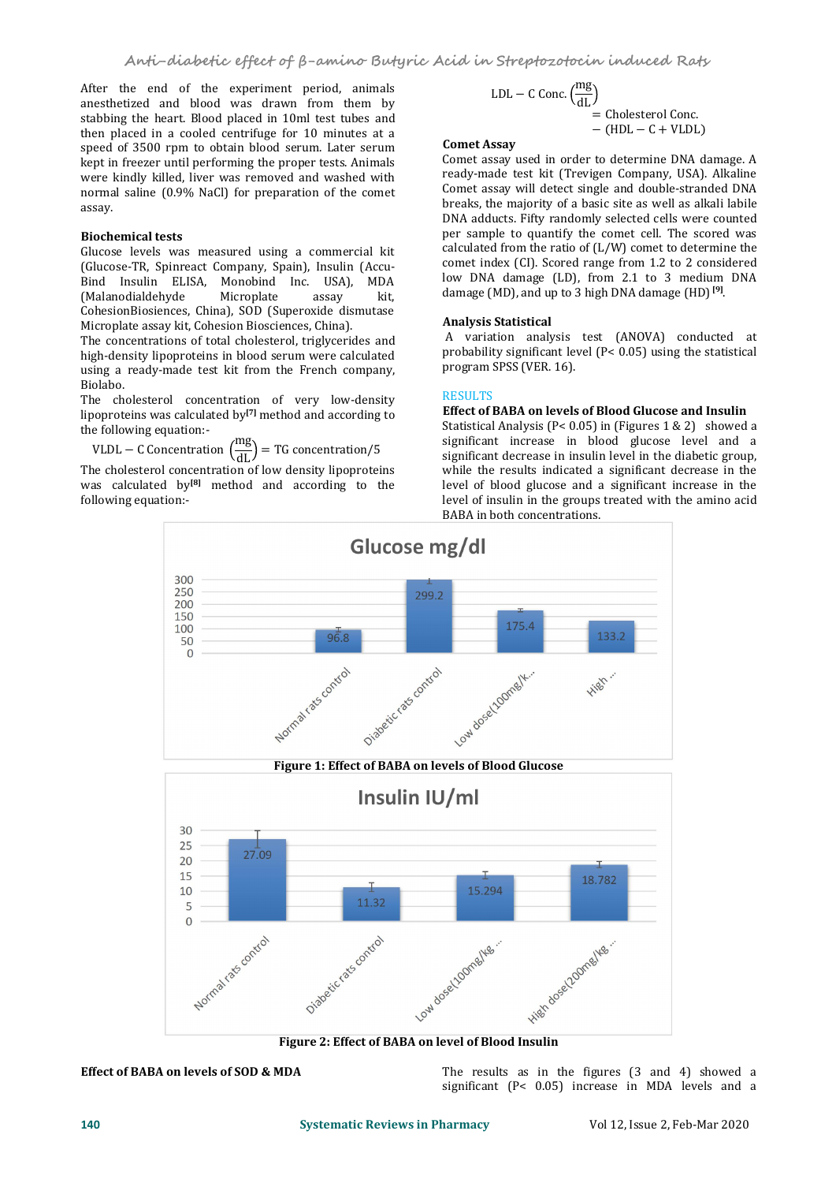After the end of the experiment period, animals anesthetized and blood was drawn from them by stabbing the heart. Blood placed in 10ml test tubes and then placed in a cooled centrifuge for 10 minutes at a speed of 3500 rpm to obtain blood serum. Later serum kept in freezer until performing the proper tests. Animals were kindly killed, liver was removed and washed with normal saline (0.9% NaCl) for preparation of the comet assay.

### Biochemical tests

Glucose levels was measured using a commercial kit (Glucose-TR, Spinreact Company, Spain), Insulin (Accu-Bind Insulin ELISA, Monobind Inc. USA), MDA (Malanodialdehyde Microplate assay kit, CohesionBiosiences, China), SOD (Superoxide dismutase Microplate assay kit, Cohesion Biosciences, China).

The concentrations of total cholesterol, triglycerides and high-density lipoproteins in blood serum were calculated using a ready-made test kit from the French company, Biolabo.

The cholesterol concentration of very low-density lipoproteins was calculated by[7] method and according to the following equation:-

$$\text{VLDL} - \text{C Concentration} \left(\frac{\text{mg}}{\text{dL}}\right) = \text{TG concentration}/5$$

The cholesterol concentration of low density lipoproteins was calculated by[8] method and according to the following equation:-

$$\text{LDL} - \text{C Conc.} \left(\frac{\text{mg}}{\text{dL}}\right) = \text{Cholesterol Conc.} - (\text{HDL} - \text{C} + \text{VLDL})$$

### Comet Assay

Comet assay used in order to determine DNA damage. A ready-made test kit (Trevigen Company, USA). Alkaline Comet assay will detect single and double-stranded DNA breaks, the majority of a basic site as well as alkali labile DNA adducts. Fifty randomly selected cells were counted per sample to quantify the comet cell. The scored was calculated from the ratio of (L/W) comet to determine the comet index (CI). Scored range from 1.2 to 2 considered low DNA damage (LD), from 2.1 to 3 medium DNA damage (MD), and up to 3 high DNA damage (HD) [9].

### Analysis Statistical

A variation analysis test (ANOVA) conducted at probability significant level ($P < 0.05$) using the statistical program SPSS (VER. 16).

## RESULTS

### Effect of BABA on levels of Blood Glucose and Insulin

Statistical Analysis ($P < 0.05$) in (Figures 1 & 2) showed a significant increase in blood glucose level and a significant decrease in insulin level in the diabetic group, while the results indicated a significant decrease in the level of blood glucose and a significant increase in the level of insulin in the groups treated with the amino acid BABA in both concentrations.

**Glucose mg/dl**

| Group | Glucose mg/dl |
|---|---|
| Normal rats control | 96.8 |
| Diabetic rats control | 299.2 |
| Low dose(100mg/k... | 175.4 |
| High ... | 133.2 |

**Figure 1: Effect of BABA on levels of Blood Glucose**

**Insulin IU/ml**

| Group | Insulin IU/ml |
|---|---|
| Normal rats control | 27.09 |
| Diabetic rats control | 11.32 |
| Low dose(100mg/kg ... | 15.294 |
| High dose(200mg/kg ... | 18.782 |

**Figure 2: Effect of BABA on level of Blood Insulin**

### Effect of BABA on levels of SOD & MDA

The results as in the figures (3 and 4) showed a significant ($P < 0.05$) increase in MDA levels and a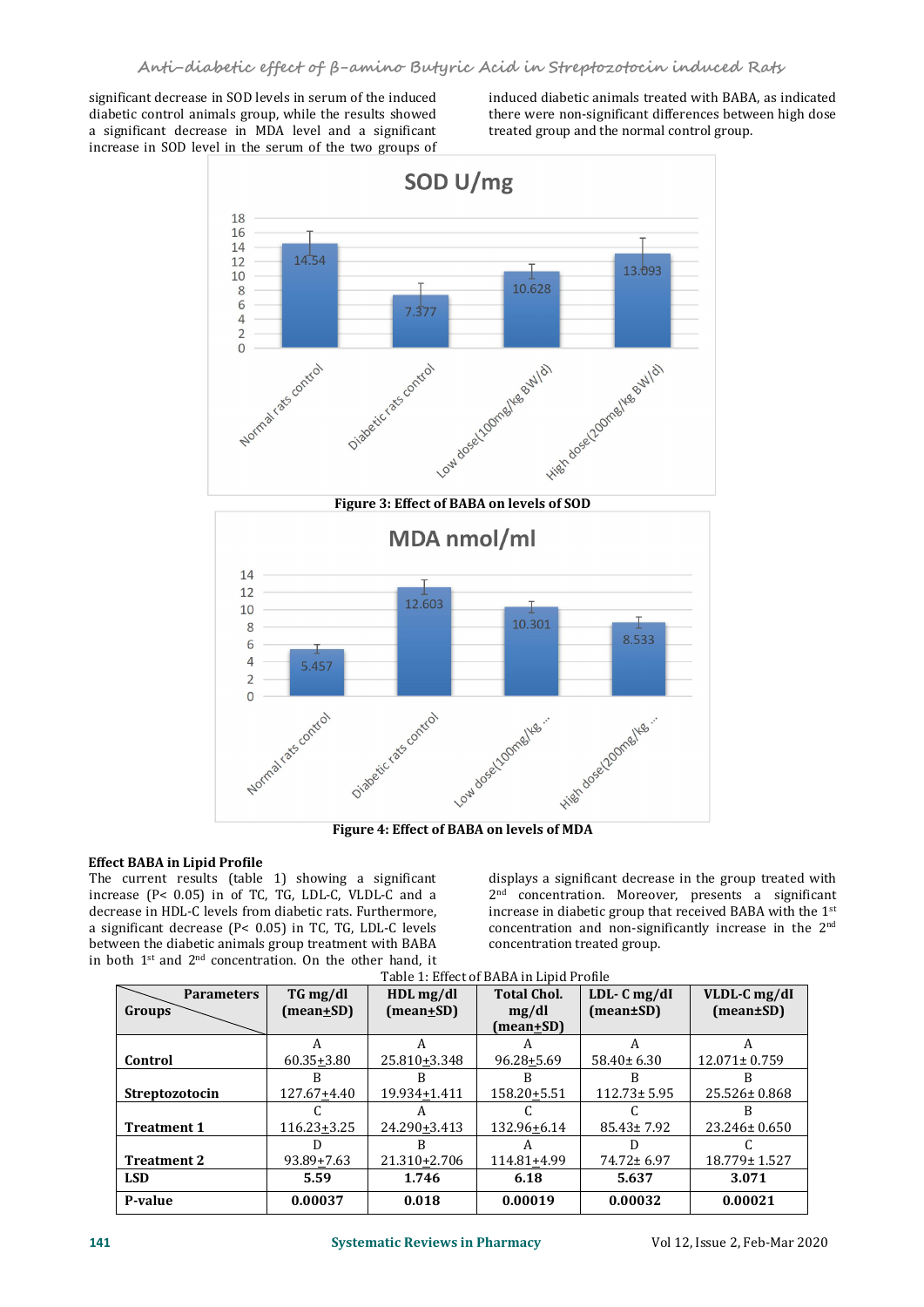significant decrease in SOD levels in serum of the induced diabetic control animals group, while the results showed a significant decrease in MDA level and a significant increase in SOD level in the serum of the two groups of induced diabetic animals treated with BABA, as indicated there were non-significant differences between high dose treated group and the normal control group.

**Figure 3: Effect of BABA on levels of SOD**

**Figure 4: Effect of BABA on levels of MDA**

**Effect BABA in Lipid Profile**

The current results (table 1) showing a significant increase (P< 0.05) in of TC, TG, LDL-C, VLDL-C and a decrease in HDL-C levels from diabetic rats. Furthermore, a significant decrease (P< 0.05) in TC, TG, LDL-C levels between the diabetic animals group treatment with BABA in both 1st and 2nd concentration. On the other hand, it displays a significant decrease in the group treated with 2nd concentration. Moreover, presents a significant increase in diabetic group that received BABA with the 1st concentration and non-significantly increase in the 2nd concentration treated group.

Table 1: Effect of BABA in Lipid Profile

| Groups \ Parameters | TG mg/dl (mean±SD) | HDL mg/dl (mean±SD) | Total Chol. mg/dl (mean±SD) | LDL- C mg/dl (mean±SD) | VLDL-C mg/dl (mean±SD) |
|---|---|---|---|---|---|
| Control | A 60.35±3.80 | A 25.810±3.348 | A 96.28±5.69 | A 58.40± 6.30 | A 12.071± 0.759 |
| Streptozotocin | B 127.67±4.40 | B 19.934±1.411 | B 158.20±5.51 | B 112.73± 5.95 | B 25.526± 0.868 |
| Treatment 1 | C 116.23±3.25 | A 24.290±3.413 | C 132.96±6.14 | C 85.43± 7.92 | B 23.246± 0.650 |
| Treatment 2 | D 93.89±7.63 | B 21.310±2.706 | A 114.81±4.99 | D 74.72± 6.97 | C 18.779± 1.527 |
| **LSD** | **5.59** | **1.746** | **6.18** | **5.637** | **3.071** |
| **P-value** | **0.00037** | **0.018** | **0.00019** | **0.00032** | **0.00021** |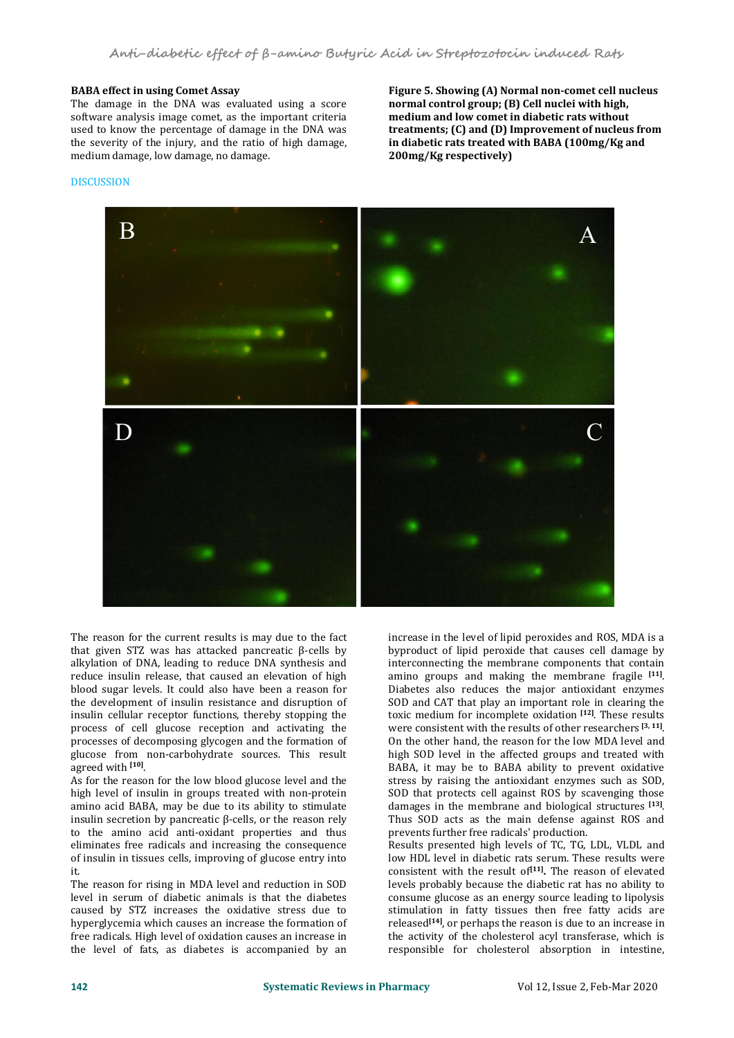**BABA effect in using Comet Assay**

The damage in the DNA was evaluated using a score software analysis image comet, as the important criteria used to know the percentage of damage in the DNA was the severity of the injury, and the ratio of high damage, medium damage, low damage, no damage.

**Figure 5. Showing (A) Normal non-comet cell nucleus normal control group; (B) Cell nuclei with high, medium and low comet in diabetic rats without treatments; (C) and (D) Improvement of nucleus from in diabetic rats treated with BABA (100mg/Kg and 200mg/Kg respectively)**

## DISCUSSION

The reason for the current results is may due to the fact that given STZ was has attacked pancreatic β-cells by alkylation of DNA, leading to reduce DNA synthesis and reduce insulin release, that caused an elevation of high blood sugar levels. It could also have been a reason for the development of insulin resistance and disruption of insulin cellular receptor functions, thereby stopping the process of cell glucose reception and activating the processes of decomposing glycogen and the formation of glucose from non-carbohydrate sources. This result agreed with [10].

As for the reason for the low blood glucose level and the high level of insulin in groups treated with non-protein amino acid BABA, may be due to its ability to stimulate insulin secretion by pancreatic β-cells, or the reason rely to the amino acid anti-oxidant properties and thus eliminates free radicals and increasing the consequence of insulin in tissues cells, improving of glucose entry into it.

The reason for rising in MDA level and reduction in SOD level in serum of diabetic animals is that the diabetes caused by STZ increases the oxidative stress due to hyperglycemia which causes an increase the formation of free radicals. High level of oxidation causes an increase in the level of fats, as diabetes is accompanied by an increase in the level of lipid peroxides and ROS, MDA is a byproduct of lipid peroxide that causes cell damage by interconnecting the membrane components that contain amino groups and making the membrane fragile [11]. Diabetes also reduces the major antioxidant enzymes SOD and CAT that play an important role in clearing the toxic medium for incomplete oxidation [12]. These results were consistent with the results of other researchers [3, 11].

On the other hand, the reason for the low MDA level and high SOD level in the affected groups and treated with BABA, it may be to BABA ability to prevent oxidative stress by raising the antioxidant enzymes such as SOD, SOD that protects cell against ROS by scavenging those damages in the membrane and biological structures [13]. Thus SOD acts as the main defense against ROS and prevents further free radicals' production.

Results presented high levels of TC, TG, LDL, VLDL and low HDL level in diabetic rats serum. These results were consistent with the result of[11]. The reason of elevated levels probably because the diabetic rat has no ability to consume glucose as an energy source leading to lipolysis stimulation in fatty tissues then free fatty acids are released[14], or perhaps the reason is due to an increase in the activity of the cholesterol acyl transferase, which is responsible for cholesterol absorption in intestine,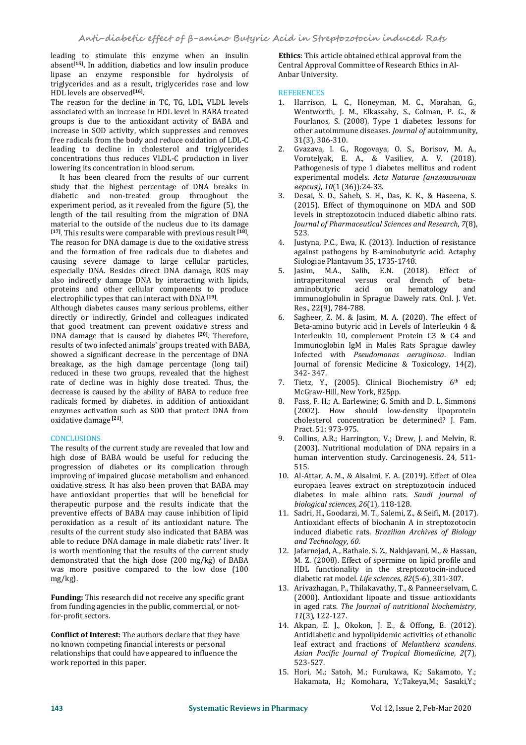leading to stimulate this enzyme when an insulin absent[15]. In addition, diabetics and low insulin produce lipase an enzyme responsible for hydrolysis of triglycerides and as a result, triglycerides rose and low HDL levels are observed[16].

The reason for the decline in TC, TG, LDL, VLDL levels associated with an increase in HDL level in BABA treated groups is due to the antioxidant activity of BABA and increase in SOD activity, which suppresses and removes free radicals from the body and reduce oxidation of LDL-C leading to decline in cholesterol and triglycerides concentrations thus reduces VLDL-C production in liver lowering its concentration in blood serum.

It has been cleared from the results of our current study that the highest percentage of DNA breaks in diabetic and non-treated group throughout the experiment period, as it revealed from the figure (5), the length of the tail resulting from the migration of DNA material to the outside of the nucleus due to its damage [17]. This results were comparable with previous result [18]. The reason for DNA damage is due to the oxidative stress and the formation of free radicals due to diabetes and causing severe damage to large cellular particles, especially DNA. Besides direct DNA damage, ROS may also indirectly damage DNA by interacting with lipids, proteins and other cellular components to produce electrophilic types that can interact with DNA [19].

Although diabetes causes many serious problems, either directly or indirectly, Grindel and colleagues indicated that good treatment can prevent oxidative stress and DNA damage that is caused by diabetes [20]. Therefore, results of two infected animals' groups treated with BABA, showed a significant decrease in the percentage of DNA breakage, as the high damage percentage (long tail) reduced in these two groups, revealed that the highest rate of decline was in highly dose treated. Thus, the decrease is caused by the ability of BABA to reduce free radicals formed by diabetes. in addition of antioxidant enzymes activation such as SOD that protect DNA from oxidative damage [21].

## CONCLUSIONS

The results of the current study are revealed that low and high dose of BABA would be useful for reducing the progression of diabetes or its complication through improving of impaired glucose metabolism and enhanced oxidative stress. It has also been proven that BABA may have antioxidant properties that will be beneficial for therapeutic purpose and the results indicate that the preventive effects of BABA may cause inhibition of lipid peroxidation as a result of its antioxidant nature. The results of the current study also indicated that BABA was able to reduce DNA damage in male diabetic rats' liver. It is worth mentioning that the results of the current study demonstrated that the high dose (200 mg/kg) of BABA was more positive compared to the low dose (100 mg/kg).

**Funding:** This research did not receive any specific grant from funding agencies in the public, commercial, or not-for-profit sectors.

**Conflict of Interest**: The authors declare that they have no known competing financial interests or personal relationships that could have appeared to influence the work reported in this paper.

**Ethics**: This article obtained ethical approval from the Central Approval Committee of Research Ethics in Al-Anbar University.

## REFERENCES

1. Harrison, L. C., Honeyman, M. C., Morahan, G., Wentworth, J. M., Elkassaby, S., Colman, P. G., & Fourlanos, S. (2008). Type 1 diabetes: lessons for other autoimmune diseases. *Journal of* autoimmunity, 31(3), 306-310.
2. Gvazava, I. G., Rogovaya, O. S., Borisov, M. A., Vorotelyak, E. A., & Vasiliev, A. V. (2018). Pathogenesis of type 1 diabetes mellitus and rodent experimental models. *Acta Naturae (англоязычная версия)*, *10*(1 (36)):24-33.
3. Desai, S. D., Saheb, S. H., Das, K. K., & Haseena, S. (2015). Effect of thymoquinone on MDA and SOD levels in streptozotocin induced diabetic albino rats. *Journal of Pharmaceutical Sciences and Research*, *7*(8), 523.
4. Justyna, P.C., Ewa, K. (2013). Induction of resistance against pathogens by B-aminobutyric acid. Actaphy Siologiae Plantavum 35, 1735-1748.
5. Jasim, M.A., Salih, E.N. (2018). Effect of intraperitoneal versus oral drench of beta-aminobutyric acid on hematology and immunoglobulin in Sprague Dawely rats. Onl. J. Vet. Res., 22(9), 784-788.
6. Sagheer, Z. M. & Jasim, M. A. (2020). The effect of Beta-amino butyric acid in Levels of Interleukin 4 & Interleukin 10, complement Protein C3 & C4 and Immunoglobin IgM in Males Rats Sprague dawley Infected with *Pseudomonas aeruginosa*. Indian Journal of forensic Medicine & Toxicology, 14(2), 342- 347.
7. Tietz, Y., (2005). Clinical Biochemistry 6th ed; McGraw-Hill, New York, 825pp.
8. Fass, F. H.; A. Earlewine; G. Smith and D. L. Simmons (2002). How should low-density lipoprotein cholesterol concentration be determined? J. Fam. Pract. 51: 973-975.
9. Collins, A.R.; Harrington, V.; Drew, J. and Melvin, R. (2003). Nutritional modulation of DNA repairs in a human intervention study. Carcinogenesis. 24, 511-515.
10. Al-Attar, A. M., & Alsalmi, F. A. (2019). Effect of Olea europaea leaves extract on streptozotocin induced diabetes in male albino rats. *Saudi journal of biological sciences*, *26*(1), 118-128.
11. Sadri, H., Goodarzi, M. T., Salemi, Z., & Seifi, M. (2017). Antioxidant effects of biochanin A in streptozotocin induced diabetic rats. *Brazilian Archives of Biology and Technology*, *60*.
12. Jafarnejad, A., Bathaie, S. Z., Nakhjavani, M., & Hassan, M. Z. (2008). Effect of spermine on lipid profile and HDL functionality in the streptozotocin-induced diabetic rat model. *Life sciences*, *82*(5-6), 301-307.
13. Arivazhagan, P., Thilakavathy, T., & Panneerselvam, C. (2000). Antioxidant lipoate and tissue antioxidants in aged rats. *The Journal of nutritional biochemistry*, *11*(3), 122-127.
14. Akpan, E. J., Okokon, J. E., & Offong, E. (2012). Antidiabetic and hypolipidemic activities of ethanolic leaf extract and fractions of *Melanthera scandens*. *Asian Pacific Journal of Tropical Biomedicine*, *2*(7), 523-527.
15. Hori, M.; Satoh, M.; Furukawa, K.; Sakamoto, Y.; Hakamata, H.; Komohara, Y.;Takeya,M.; Sasaki,Y.;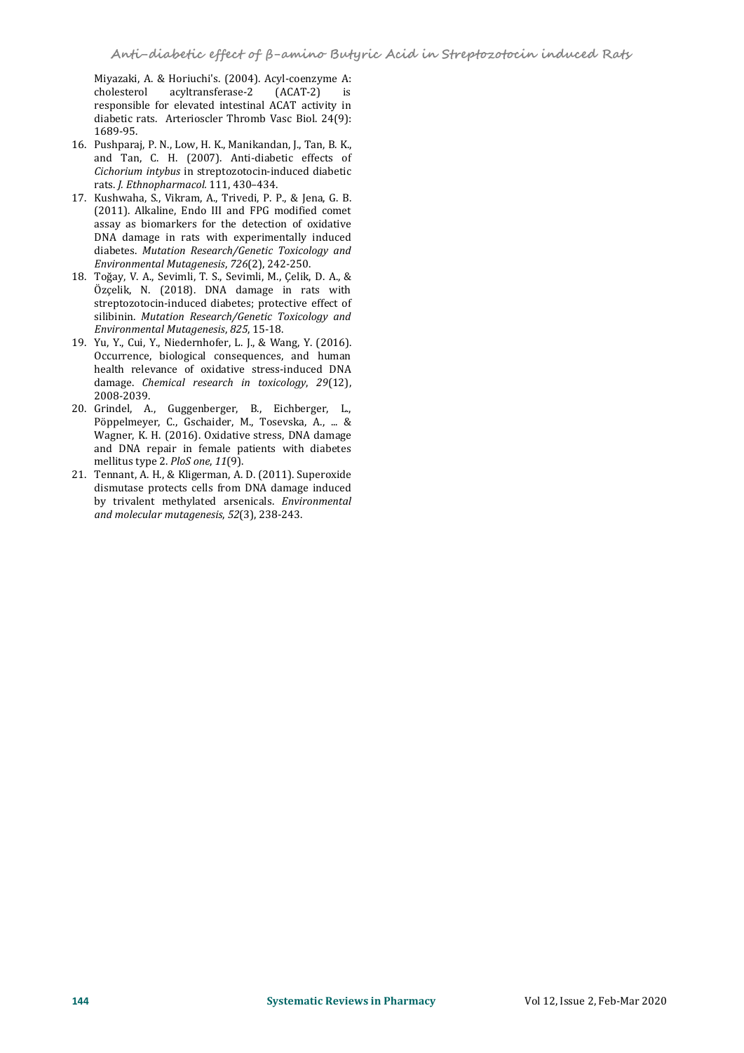Miyazaki, A. & Horiuchi's. (2004). Acyl-coenzyme A: cholesterol acyltransferase-2 (ACAT-2) is responsible for elevated intestinal ACAT activity in diabetic rats. Arterioscler Thromb Vasc Biol. 24(9): 1689-95.

16. Pushparaj, P. N., Low, H. K., Manikandan, J., Tan, B. K., and Tan, C. H. (2007). Anti-diabetic effects of *Cichorium intybus* in streptozotocin-induced diabetic rats. *J. Ethnopharmacol.* 111, 430–434.
17. Kushwaha, S., Vikram, A., Trivedi, P. P., & Jena, G. B. (2011). Alkaline, Endo III and FPG modified comet assay as biomarkers for the detection of oxidative DNA damage in rats with experimentally induced diabetes. *Mutation Research/Genetic Toxicology and Environmental Mutagenesis*, *726*(2), 242-250.
18. Toğay, V. A., Sevimli, T. S., Sevimli, M., Çelik, D. A., & Özçelik, N. (2018). DNA damage in rats with streptozotocin-induced diabetes; protective effect of silibinin. *Mutation Research/Genetic Toxicology and Environmental Mutagenesis*, *825*, 15-18.
19. Yu, Y., Cui, Y., Niedernhofer, L. J., & Wang, Y. (2016). Occurrence, biological consequences, and human health relevance of oxidative stress-induced DNA damage. *Chemical research in toxicology*, *29*(12), 2008-2039.
20. Grindel, A., Guggenberger, B., Eichberger, L., Pöppelmeyer, C., Gschaider, M., Tosevska, A., ... & Wagner, K. H. (2016). Oxidative stress, DNA damage and DNA repair in female patients with diabetes mellitus type 2. *PloS one*, *11*(9).
21. Tennant, A. H., & Kligerman, A. D. (2011). Superoxide dismutase protects cells from DNA damage induced by trivalent methylated arsenicals. *Environmental and molecular mutagenesis*, *52*(3), 238-243.